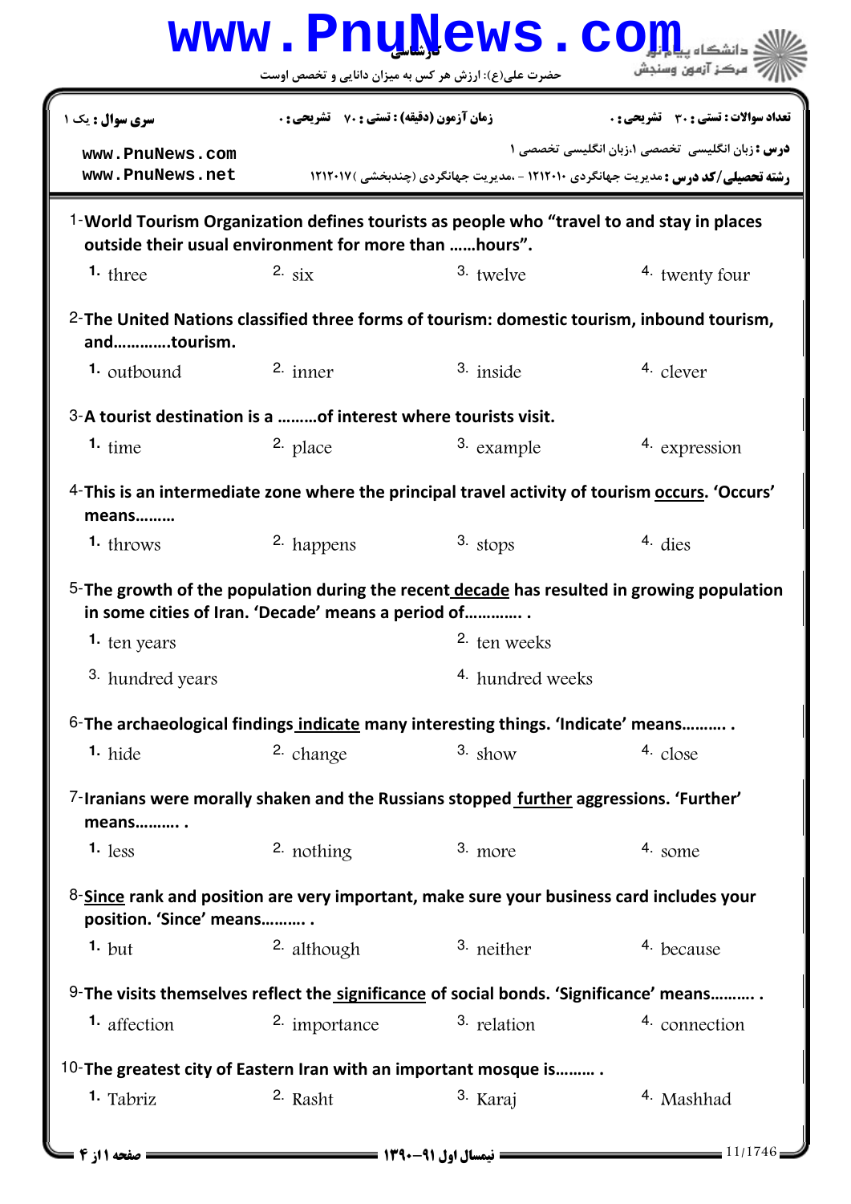کارشناسی

حضرت علی(ع): ارزش هر کس به میزان دانایی و تخصص اوست

دانشگاه پیام نور
مرکز آزمون وسنجش

**سری سوال :** یک ۱ | **زمان آزمون (دقیقه) : تستی :** ۷۰ **تشریحی :** ۰ | **تعداد سوالات : تستی :** ۳۰ **تشریحی :** ۰

**درس :** زبان انگلیسی تخصصی ۱،زبان انگلیسی تخصصی ۱

**رشته تحصیلی/کد درس :** مدیریت جهانگردی ۱۲۱۲۰۱۰ - ،مدیریت جهانگردی (چندبخشی )۱۲۱۲۰۱۷

1- **World Tourism Organization defines tourists as people who "travel to and stay in places outside their usual environment for more than ……hours".**

1. three
2. six
3. twelve
4. twenty four

2- **The United Nations classified three forms of tourism: domestic tourism, inbound tourism, and………….tourism.**

1. outbound
2. inner
3. inside
4. clever

3- **A tourist destination is a ………of interest where tourists visit.**

1. time
2. place
3. example
4. expression

4- **This is an intermediate zone where the principal travel activity of tourism occurs. 'Occurs' means………**

1. throws
2. happens
3. stops
4. dies

5- **The growth of the population during the recent decade has resulted in growing population in some cities of Iran. 'Decade' means a period of…………. .**

1. ten years
2. ten weeks
3. hundred years
4. hundred weeks

6- **The archaeological findings indicate many interesting things. 'Indicate' means………. .**

1. hide
2. change
3. show
4. close

7- **Iranians were morally shaken and the Russians stopped further aggressions. 'Further' means………. .**

1. less
2. nothing
3. more
4. some

8- **Since rank and position are very important, make sure your business card includes your position. 'Since' means………. .**

1. but
2. although
3. neither
4. because

9- **The visits themselves reflect the significance of social bonds. 'Significance' means………. .**

1. affection
2. importance
3. relation
4. connection

10- **The greatest city of Eastern Iran with an important mosque is……… .**

1. Tabriz
2. Rasht
3. Karaj
4. Mashhad

نیمسال اول ۹۱-۱۳۹۰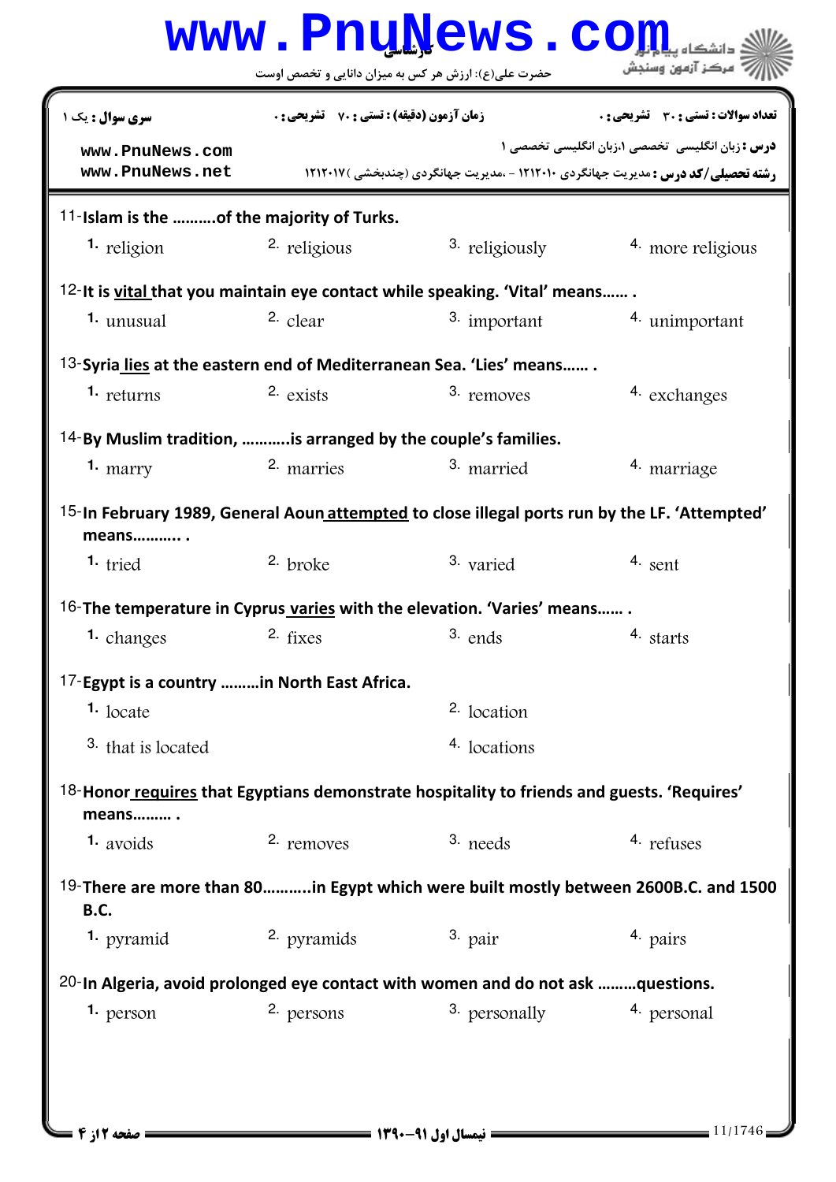11-**Islam is the ……….of the majority of Turks.**

1. religion 2. religious 3. religiously 4. more religious

12-**It is vital that you maintain eye contact while speaking. 'Vital' means…… .**

1. unusual 2. clear 3. important 4. unimportant

13-**Syria lies at the eastern end of Mediterranean Sea. 'Lies' means…… .**

1. returns 2. exists 3. removes 4. exchanges

14-**By Muslim tradition, ………..is arranged by the couple's families.**

1. marry 2. marries 3. married 4. marriage

15-**In February 1989, General Aoun attempted to close illegal ports run by the LF. 'Attempted' means……….. .**

1. tried 2. broke 3. varied 4. sent

16-**The temperature in Cyprus varies with the elevation. 'Varies' means…… .**

1. changes 2. fixes 3. ends 4. starts

17-**Egypt is a country ………in North East Africa.**

1. locate
2. location
3. that is located
4. locations

18-**Honor requires that Egyptians demonstrate hospitality to friends and guests. 'Requires' means……… .**

1. avoids 2. removes 3. needs 4. refuses

19-**There are more than 80………..in Egypt which were built mostly between 2600B.C. and 1500 B.C.**

1. pyramid 2. pyramids 3. pair 4. pairs

20-**In Algeria, avoid prolonged eye contact with women and do not ask ………questions.**

1. person 2. persons 3. personally 4. personal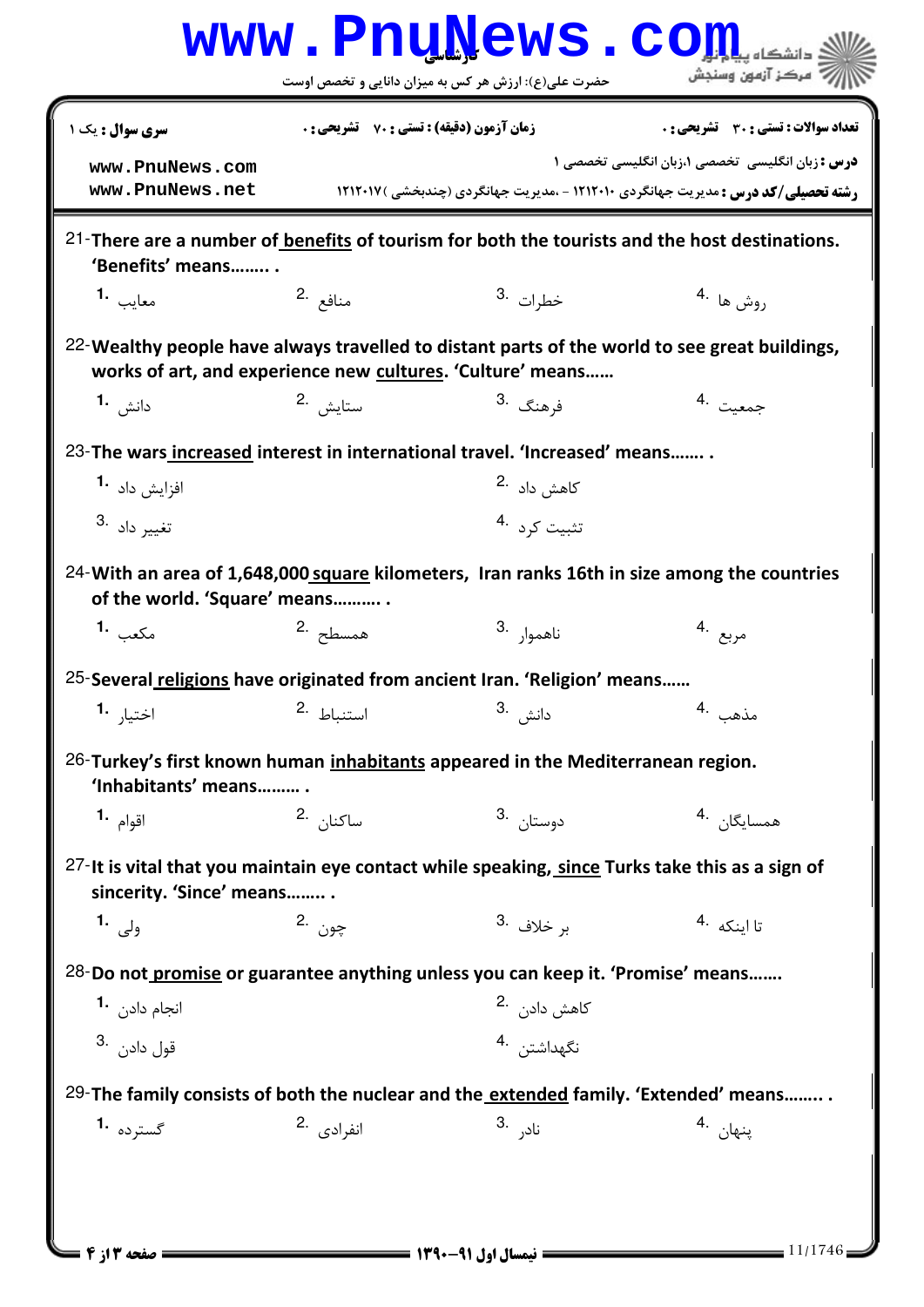| سری سوال : یک ۱ | زمان آزمون (دقیقه) : تستی : ۷۰ تشریحی : ۰ | تعداد سوالات : تستی : ۳۰ تشریحی : ۰ |
|---|---|---|
| www.PnuNews.com<br>www.PnuNews.net | | **درس :** زبان انگلیسی تخصصی ۱،زبان انگلیسی تخصصی ۱<br>**رشته تحصیلی/کد درس :** مدیریت جهانگردی ۱۲۱۲۰۱۰ - ،مدیریت جهانگردی (چندبخشی ) ۱۲۱۲۰۱۷ |

21- **There are a number of <u>benefits</u> of tourism for both the tourists and the host destinations. 'Benefits' means…….. .**

1. معایب
2. منافع
3. خطرات
4. روش ها

22- **Wealthy people have always travelled to distant parts of the world to see great buildings, works of art, and experience new <u>cultures</u>. 'Culture' means……**

1. دانش
2. ستایش
3. فرهنگ
4. جمعیت

23- **The wars <u>increased</u> interest in international travel. 'Increased' means……. .**

1. افزایش داد
2. کاهش داد
3. تغییر داد
4. تثبیت کرد

24- **With an area of 1,648,000 <u>square</u> kilometers, Iran ranks 16th in size among the countries of the world. 'Square' means………. .**

1. مکعب
2. همسطح
3. ناهموار
4. مربع

25- **Several <u>religions</u> have originated from ancient Iran. 'Religion' means……**

1. اختیار
2. استنباط
3. دانش
4. مذهب

26- **Turkey's first known human <u>inhabitants</u> appeared in the Mediterranean region. 'Inhabitants' means……… .**

1. اقوام
2. ساکنان
3. دوستان
4. همسایگان

27- **It is vital that you maintain eye contact while speaking, <u>since</u> Turks take this as a sign of sincerity. 'Since' means…….. .**

1. ولی
2. چون
3. بر خلاف
4. تا اینکه

28- **Do not <u>promise</u> or guarantee anything unless you can keep it. 'Promise' means…….**

1. انجام دادن
2. کاهش دادن
3. قول دادن
4. نگهداشتن

29- **The family consists of both the nuclear and the <u>extended</u> family. 'Extended' means…….. .**

1. گسترده
2. انفرادی
3. نادر
4. پنهان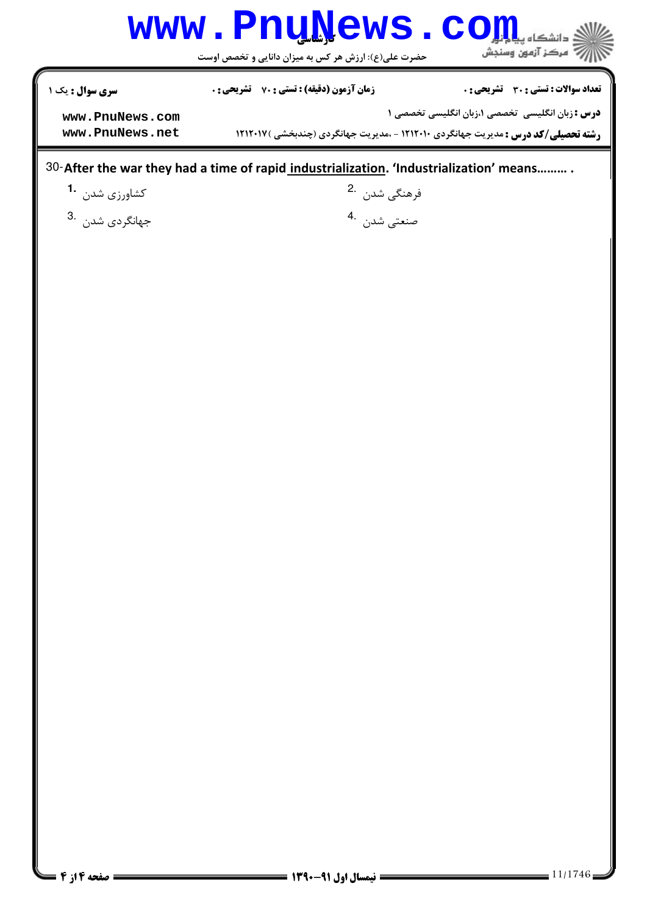30- **After the war they had a time of rapid industrialization. 'Industrialization' means......... .**

1. کشاورزی شدن
2. فرهنگی شدن
3. جهانگردی شدن
4. صنعتی شدن